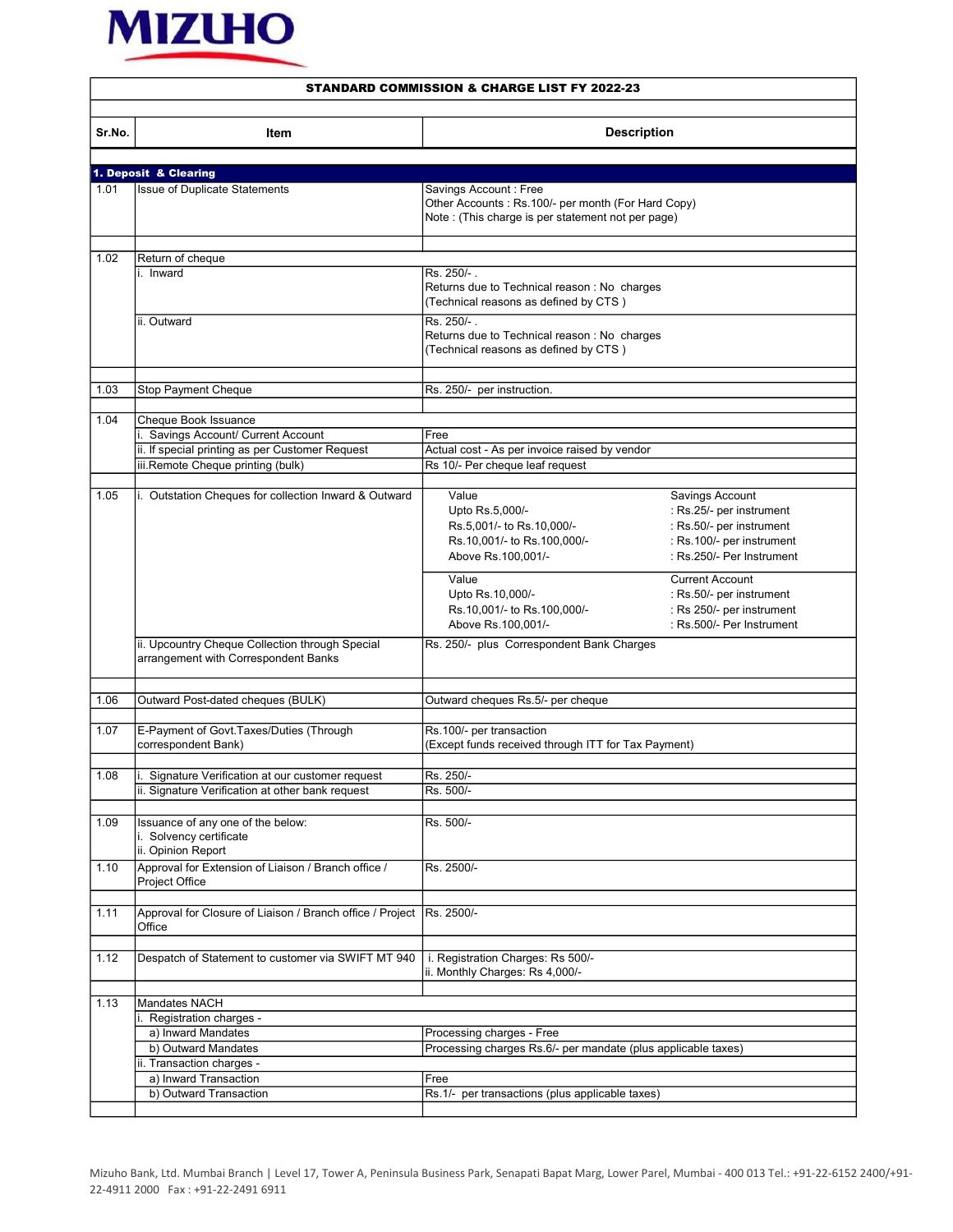MIZUHO

**STANDARD COMMISSION & CHARGE LIST FY 2022-23**

| Sr.No. | Item | Description |
|---|---|---|
| **1. Deposit & Clearing** | | |
| 1.01 | Issue of Duplicate Statements | Savings Account : Free<br>Other Accounts : Rs.100/- per month (For Hard Copy)<br>Note : (This charge is per statement not per page) |
| 1.02 | Return of cheque | |
| | i. Inward | Rs. 250/- .<br>Returns due to Technical reason : No charges<br>(Technical reasons as defined by CTS ) |
| | ii. Outward | Rs. 250/- .<br>Returns due to Technical reason : No charges<br>(Technical reasons as defined by CTS ) |
| 1.03 | Stop Payment Cheque | Rs. 250/- per instruction. |
| 1.04 | Cheque Book Issuance | |
| | i. Savings Account/ Current Account | Free |
| | ii. If special printing as per Customer Request | Actual cost - As per invoice raised by vendor |
| | iii.Remote Cheque printing (bulk) | Rs 10/- Per cheque leaf request |
| 1.05 | i. Outstation Cheques for collection Inward & Outward | Value / Savings Account<br>Upto Rs.5,000/- : Rs.25/- per instrument<br>Rs.5,001/- to Rs.10,000/- : Rs.50/- per instrument<br>Rs.10,001/- to Rs.100,000/- : Rs.100/- per instrument<br>Above Rs.100,001/- : Rs.250/- Per Instrument<br><br>Value / Current Account<br>Upto Rs.10,000/- : Rs.50/- per instrument<br>Rs.10,001/- to Rs.100,000/- : Rs 250/- per instrument<br>Above Rs.100,001/- : Rs.500/- Per Instrument |
| | ii. Upcountry Cheque Collection through Special arrangement with Correspondent Banks | Rs. 250/- plus Correspondent Bank Charges |
| 1.06 | Outward Post-dated cheques (BULK) | Outward cheques Rs.5/- per cheque |
| 1.07 | E-Payment of Govt.Taxes/Duties (Through correspondent Bank) | Rs.100/- per transaction<br>(Except funds received through ITT for Tax Payment) |
| 1.08 | i. Signature Verification at our customer request | Rs. 250/- |
| | ii. Signature Verification at other bank request | Rs. 500/- |
| 1.09 | Issuance of any one of the below:<br>i. Solvency certificate<br>ii. Opinion Report | Rs. 500/- |
| 1.10 | Approval for Extension of Liaison / Branch office / Project Office | Rs. 2500/- |
| 1.11 | Approval for Closure of Liaison / Branch office / Project Office | Rs. 2500/- |
| 1.12 | Despatch of Statement to customer via SWIFT MT 940 | i. Registration Charges: Rs 500/-<br>ii. Monthly Charges: Rs 4,000/- |
| 1.13 | Mandates NACH | |
| | i. Registration charges - | |
| | a) Inward Mandates | Processing charges - Free |
| | b) Outward Mandates | Processing charges Rs.6/- per mandate (plus applicable taxes) |
| | ii. Transaction charges - | |
| | a) Inward Transaction | Free |
| | b) Outward Transaction | Rs.1/- per transactions (plus applicable taxes) |

Mizuho Bank, Ltd. Mumbai Branch | Level 17, Tower A, Peninsula Business Park, Senapati Bapat Marg, Lower Parel, Mumbai - 400 013 Tel.: +91-22-6152 2400/+91-22-4911 2000 Fax : +91-22-2491 6911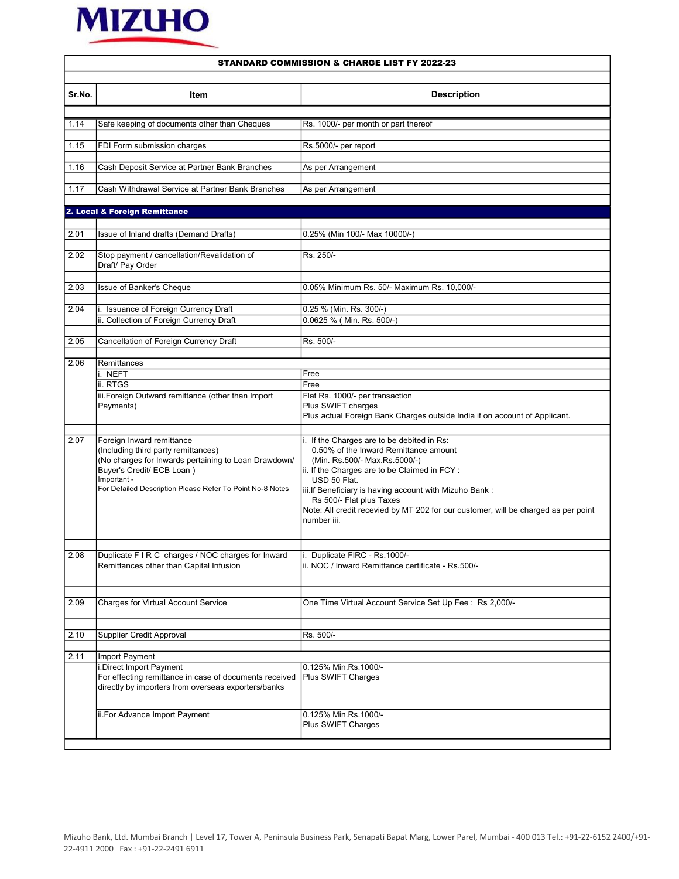**STANDARD COMMISSION & CHARGE LIST FY 2022-23**

| Sr.No. | Item | Description |
|---|---|---|
| 1.14 | Safe keeping of documents other than Cheques | Rs. 1000/- per month or part thereof |
| 1.15 | FDI Form submission charges | Rs.5000/- per report |
| 1.16 | Cash Deposit Service at Partner Bank Branches | As per Arrangement |
| 1.17 | Cash Withdrawal Service at Partner Bank Branches | As per Arrangement |
| **2. Local & Foreign Remittance** | | |
| 2.01 | Issue of Inland drafts (Demand Drafts) | 0.25% (Min 100/- Max 10000/-) |
| 2.02 | Stop payment / cancellation/Revalidation of Draft/ Pay Order | Rs. 250/- |
| 2.03 | Issue of Banker's Cheque | 0.05% Minimum Rs. 50/- Maximum Rs. 10,000/- |
| 2.04 | i. Issuance of Foreign Currency Draft | 0.25 % (Min. Rs. 300/-) |
| | ii. Collection of Foreign Currency Draft | 0.0625 % ( Min. Rs. 500/-) |
| 2.05 | Cancellation of Foreign Currency Draft | Rs. 500/- |
| 2.06 | Remittances | |
| | i. NEFT | Free |
| | ii. RTGS | Free |
| | iii.Foreign Outward remittance (other than Import Payments) | Flat Rs. 1000/- per transaction<br>Plus SWIFT charges<br>Plus actual Foreign Bank Charges outside India if on account of Applicant. |
| 2.07 | Foreign Inward remittance<br>(Including third party remittances)<br>(No charges for Inwards pertaining to Loan Drawdown/ Buyer's Credit/ ECB Loan )<br>Important -<br>For Detailed Description Please Refer To Point No-8 Notes | i. If the Charges are to be debited in Rs:<br>0.50% of the Inward Remittance amount<br>(Min. Rs.500/- Max.Rs.5000/-)<br>ii. If the Charges are to be Claimed in FCY :<br>USD 50 Flat.<br>iii.If Beneficiary is having account with Mizuho Bank :<br>Rs 500/- Flat plus Taxes<br>Note: All credit recevied by MT 202 for our customer, will be charged as per point number iii. |
| 2.08 | Duplicate F I R C charges / NOC charges for Inward Remittances other than Capital Infusion | i. Duplicate FIRC - Rs.1000/-<br>ii. NOC / Inward Remittance certificate - Rs.500/- |
| 2.09 | Charges for Virtual Account Service | One Time Virtual Account Service Set Up Fee : Rs 2,000/- |
| 2.10 | Supplier Credit Approval | Rs. 500/- |
| 2.11 | Import Payment | |
| | i.Direct Import Payment<br>For effecting remittance in case of documents received directly by importers from overseas exporters/banks | 0.125% Min.Rs.1000/-<br>Plus SWIFT Charges |
| | ii.For Advance Import Payment | 0.125% Min.Rs.1000/-<br>Plus SWIFT Charges |

Mizuho Bank, Ltd. Mumbai Branch | Level 17, Tower A, Peninsula Business Park, Senapati Bapat Marg, Lower Parel, Mumbai - 400 013 Tel.: +91-22-6152 2400/+91-22-4911 2000 Fax : +91-22-2491 6911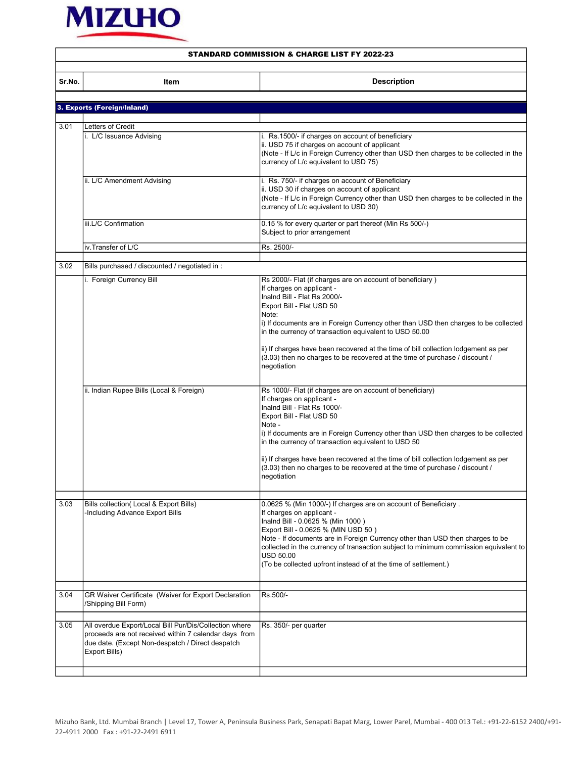**MIZUHO**

**STANDARD COMMISSION & CHARGE LIST FY 2022-23**

| Sr.No. | Item | Description |
|---|---|---|
| **3. Exports (Foreign/Inland)** | | |
| 3.01 | Letters of Credit | |
| | i. L/C Issuance Advising | i. Rs.1500/- if charges on account of beneficiary<br>ii. USD 75 if charges on account of applicant<br>(Note - If L/c in Foreign Currency other than USD then charges to be collected in the currency of L/c equivalent to USD 75) |
| | ii. L/C Amendment Advising | i. Rs. 750/- if charges on account of Beneficiary<br>ii. USD 30 if charges on account of applicant<br>(Note - If L/c in Foreign Currency other than USD then charges to be collected in the currency of L/c equivalent to USD 30) |
| | iii.L/C Confirmation | 0.15 % for every quarter or part thereof (Min Rs 500/-)<br>Subject to prior arrangement |
| | iv.Transfer of L/C | Rs. 2500/- |
| 3.02 | Bills purchased / discounted / negotiated in : | |
| | i. Foreign Currency Bill | Rs 2000/- Flat (if charges are on account of beneficiary )<br>If charges on applicant -<br>Inalnd Bill - Flat Rs 2000/-<br>Export Bill - Flat USD 50<br>Note:<br>i) If documents are in Foreign Currency other than USD then charges to be collected in the currency of transaction equivalent to USD 50.00<br><br>ii) If charges have been recovered at the time of bill collection lodgement as per (3.03) then no charges to be recovered at the time of purchase / discount / negotiation |
| | ii. Indian Rupee Bills (Local & Foreign) | Rs 1000/- Flat (if charges are on account of beneficiary)<br>If charges on applicant -<br>Inalnd Bill - Flat Rs 1000/-<br>Export Bill - Flat USD 50<br>Note -<br>i) If documents are in Foreign Currency other than USD then charges to be collected in the currency of transaction equivalent to USD 50<br><br>ii) If charges have been recovered at the time of bill collection lodgement as per (3.03) then no charges to be recovered at the time of purchase / discount / negotiation |
| 3.03 | Bills collection( Local & Export Bills)<br>-Including Advance Export Bills | 0.0625 % (Min 1000/-) If charges are on account of Beneficiary .<br>If charges on applicant -<br>Inalnd Bill - 0.0625 % (Min 1000 )<br>Export Bill - 0.0625 % (MIN USD 50 )<br>Note - If documents are in Foreign Currency other than USD then charges to be collected in the currency of transaction subject to minimum commission equivalent to USD 50.00<br>(To be collected upfront instead of at the time of settlement.) |
| 3.04 | GR Waiver Certificate (Waiver for Export Declaration /Shipping Bill Form) | Rs.500/- |
| 3.05 | All overdue Export/Local Bill Pur/Dis/Collection where proceeds are not received within 7 calendar days from due date. (Except Non-despatch / Direct despatch Export Bills) | Rs. 350/- per quarter |

Mizuho Bank, Ltd. Mumbai Branch | Level 17, Tower A, Peninsula Business Park, Senapati Bapat Marg, Lower Parel, Mumbai - 400 013 Tel.: +91-22-6152 2400/+91-22-4911 2000 Fax : +91-22-2491 6911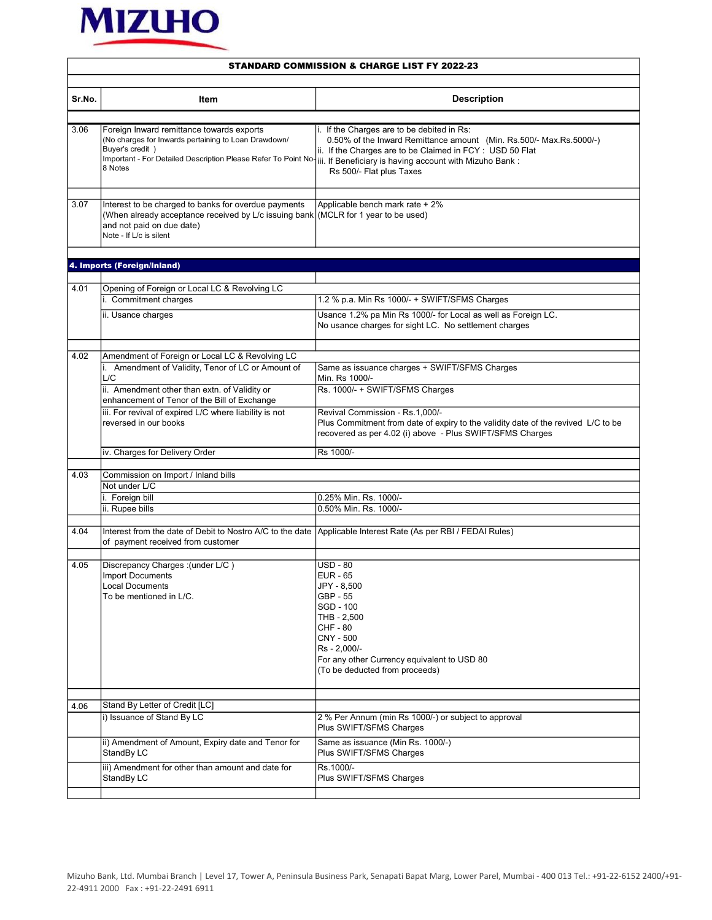**MIZUHO**

**STANDARD COMMISSION & CHARGE LIST FY 2022-23**

| Sr.No. | Item | Description |
|---|---|---|
| 3.06 | Foreign Inward remittance towards exports (No charges for Inwards pertaining to Loan Drawdown/ Buyer's credit ) Important - For Detailed Description Please Refer To Point No-8 Notes | i. If the Charges are to be debited in Rs: 0.50% of the Inward Remittance amount (Min. Rs.500/- Max.Rs.5000/-) ii. If the Charges are to be Claimed in FCY : USD 50 Flat iii. If Beneficiary is having account with Mizuho Bank : Rs 500/- Flat plus Taxes |
| 3.07 | Interest to be charged to banks for overdue payments (When already acceptance received by L/c issuing bank and not paid on due date) Note - If L/c is silent | Applicable bench mark rate + 2% (MCLR for 1 year to be used) |
| **4. Imports (Foreign/Inland)** | | |
| 4.01 | Opening of Foreign or Local LC & Revolving LC | |
| | i. Commitment charges | 1.2 % p.a. Min Rs 1000/- + SWIFT/SFMS Charges |
| | ii. Usance charges | Usance 1.2% pa Min Rs 1000/- for Local as well as Foreign LC. No usance charges for sight LC. No settlement charges |
| 4.02 | Amendment of Foreign or Local LC & Revolving LC | |
| | i. Amendment of Validity, Tenor of LC or Amount of L/C | Same as issuance charges + SWIFT/SFMS Charges Min. Rs 1000/- |
| | ii. Amendment other than extn. of Validity or enhancement of Tenor of the Bill of Exchange | Rs. 1000/- + SWIFT/SFMS Charges |
| | iii. For revival of expired L/C where liability is not reversed in our books | Revival Commission - Rs.1,000/- Plus Commitment from date of expiry to the validity date of the revived L/C to be recovered as per 4.02 (i) above - Plus SWIFT/SFMS Charges |
| | iv. Charges for Delivery Order | Rs 1000/- |
| 4.03 | Commission on Import / Inland bills | |
| | Not under L/C | |
| | i. Foreign bill | 0.25% Min. Rs. 1000/- |
| | ii. Rupee bills | 0.50% Min. Rs. 1000/- |
| 4.04 | Interest from the date of Debit to Nostro A/C to the date of payment received from customer | Applicable Interest Rate (As per RBI / FEDAI Rules) |
| 4.05 | Discrepancy Charges :(under L/C ) Import Documents Local Documents To be mentioned in L/C. | USD - 80 EUR - 65 JPY - 8,500 GBP - 55 SGD - 100 THB - 2,500 CHF - 80 CNY - 500 Rs - 2,000/- For any other Currency equivalent to USD 80 (To be deducted from proceeds) |
| 4.06 | Stand By Letter of Credit [LC] | |
| | i) Issuance of Stand By LC | 2 % Per Annum (min Rs 1000/-) or subject to approval Plus SWIFT/SFMS Charges |
| | ii) Amendment of Amount, Expiry date and Tenor for StandBy LC | Same as issuance (Min Rs. 1000/-) Plus SWIFT/SFMS Charges |
| | iii) Amendment for other than amount and date for StandBy LC | Rs.1000/- Plus SWIFT/SFMS Charges |

Mizuho Bank, Ltd. Mumbai Branch | Level 17, Tower A, Peninsula Business Park, Senapati Bapat Marg, Lower Parel, Mumbai - 400 013 Tel.: +91-22-6152 2400/+91-22-4911 2000 Fax : +91-22-2491 6911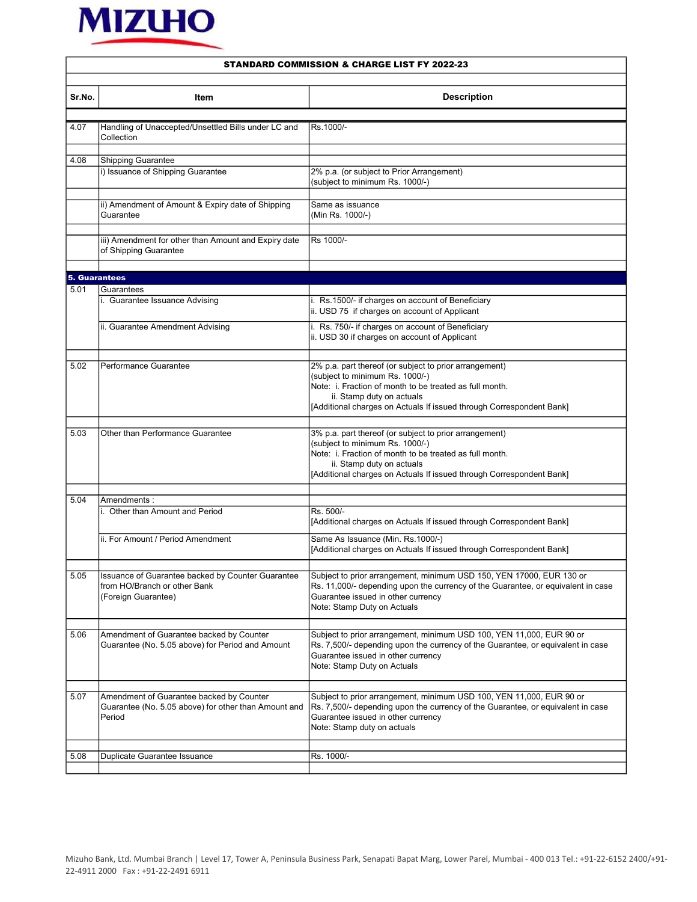MIZUHO

**STANDARD COMMISSION & CHARGE LIST FY 2022-23**

| Sr.No. | Item | Description |
|---|---|---|
| 4.07 | Handling of Unaccepted/Unsettled Bills under LC and Collection | Rs.1000/- |
| 4.08 | Shipping Guarantee | |
| | i) Issuance of Shipping Guarantee | 2% p.a. (or subject to Prior Arrangement) (subject to minimum Rs. 1000/-) |
| | ii) Amendment of Amount & Expiry date of Shipping Guarantee | Same as issuance (Min Rs. 1000/-) |
| | iii) Amendment for other than Amount and Expiry date of Shipping Guarantee | Rs 1000/- |
| **5. Guarantees** | | |
| 5.01 | Guarantees | |
| | i. Guarantee Issuance Advising | i. Rs.1500/- if charges on account of Beneficiary<br>ii. USD 75 if charges on account of Applicant |
| | ii. Guarantee Amendment Advising | i. Rs. 750/- if charges on account of Beneficiary<br>ii. USD 30 if charges on account of Applicant |
| 5.02 | Performance Guarantee | 2% p.a. part thereof (or subject to prior arrangement)<br>(subject to minimum Rs. 1000/-)<br>Note: i. Fraction of month to be treated as full month.<br>ii. Stamp duty on actuals<br>[Additional charges on Actuals If issued through Correspondent Bank] |
| 5.03 | Other than Performance Guarantee | 3% p.a. part thereof (or subject to prior arrangement)<br>(subject to minimum Rs. 1000/-)<br>Note: i. Fraction of month to be treated as full month.<br>ii. Stamp duty on actuals<br>[Additional charges on Actuals If issued through Correspondent Bank] |
| 5.04 | Amendments : | |
| | i. Other than Amount and Period | Rs. 500/-<br>[Additional charges on Actuals If issued through Correspondent Bank] |
| | ii. For Amount / Period Amendment | Same As Issuance (Min. Rs.1000/-)<br>[Additional charges on Actuals If issued through Correspondent Bank] |
| 5.05 | Issuance of Guarantee backed by Counter Guarantee from HO/Branch or other Bank (Foreign Guarantee) | Subject to prior arrangement, minimum USD 150, YEN 17000, EUR 130 or Rs. 11,000/- depending upon the currency of the Guarantee, or equivalent in case Guarantee issued in other currency<br>Note: Stamp Duty on Actuals |
| 5.06 | Amendment of Guarantee backed by Counter Guarantee (No. 5.05 above) for Period and Amount | Subject to prior arrangement, minimum USD 100, YEN 11,000, EUR 90 or Rs. 7,500/- depending upon the currency of the Guarantee, or equivalent in case Guarantee issued in other currency<br>Note: Stamp Duty on Actuals |
| 5.07 | Amendment of Guarantee backed by Counter Guarantee (No. 5.05 above) for other than Amount and Period | Subject to prior arrangement, minimum USD 100, YEN 11,000, EUR 90 or Rs. 7,500/- depending upon the currency of the Guarantee, or equivalent in case Guarantee issued in other currency<br>Note: Stamp duty on actuals |
| 5.08 | Duplicate Guarantee Issuance | Rs. 1000/- |

Mizuho Bank, Ltd. Mumbai Branch | Level 17, Tower A, Peninsula Business Park, Senapati Bapat Marg, Lower Parel, Mumbai - 400 013 Tel.: +91-22-6152 2400/+91-22-4911 2000 Fax : +91-22-2491 6911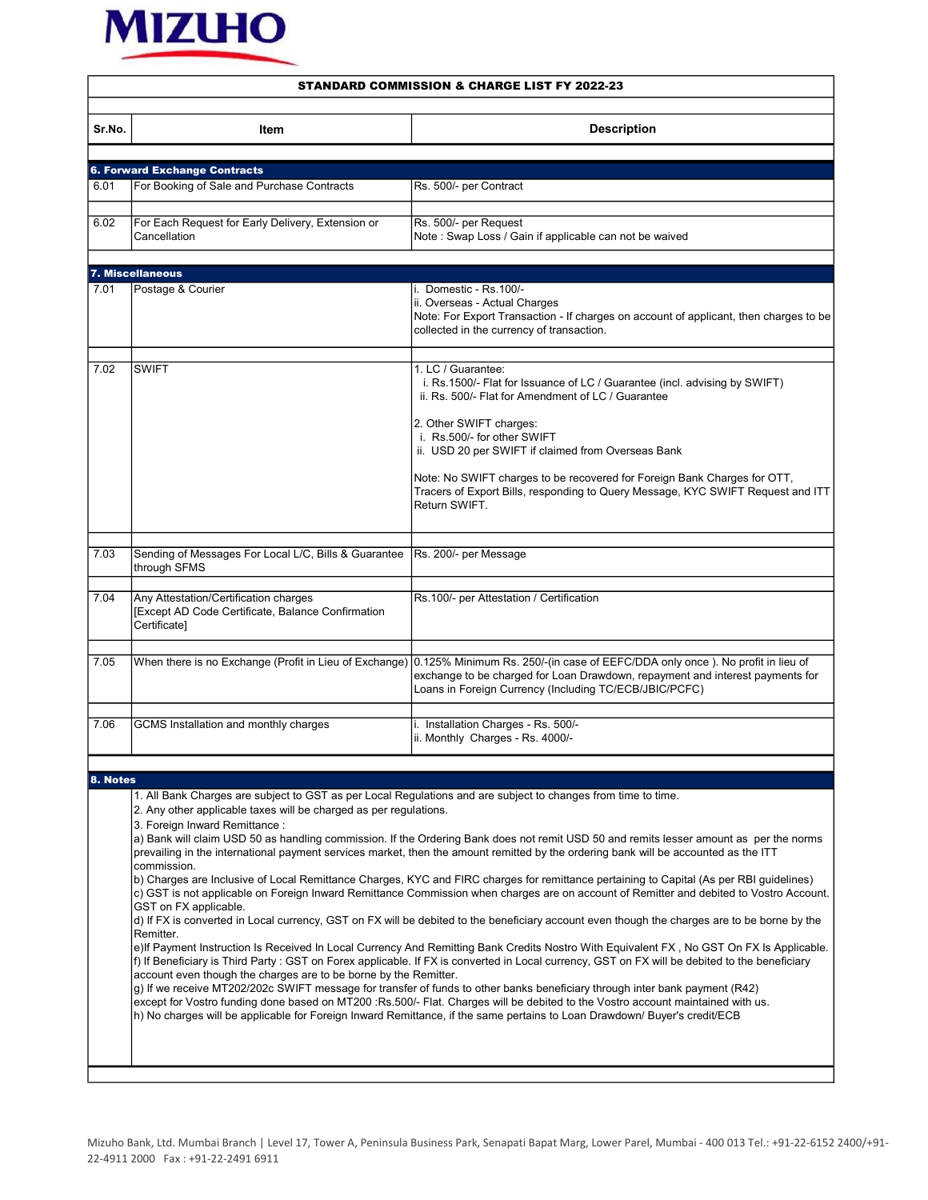**STANDARD COMMISSION & CHARGE LIST FY 2022-23**

| Sr.No. | Item | Description |
|---|---|---|
| **6. Forward Exchange Contracts** | | |
| 6.01 | For Booking of Sale and Purchase Contracts | Rs. 500/- per Contract |
| 6.02 | For Each Request for Early Delivery, Extension or Cancellation | Rs. 500/- per Request<br>Note : Swap Loss / Gain if applicable can not be waived |
| **7. Miscellaneous** | | |
| 7.01 | Postage & Courier | i. Domestic - Rs.100/-<br>ii. Overseas - Actual Charges<br>Note: For Export Transaction - If charges on account of applicant, then charges to be collected in the currency of transaction. |
| 7.02 | SWIFT | 1. LC / Guarantee:<br>i. Rs.1500/- Flat for Issuance of LC / Guarantee (incl. advising by SWIFT)<br>ii. Rs. 500/- Flat for Amendment of LC / Guarantee<br><br>2. Other SWIFT charges:<br>i. Rs.500/- for other SWIFT<br>ii. USD 20 per SWIFT if claimed from Overseas Bank<br><br>Note: No SWIFT charges to be recovered for Foreign Bank Charges for OTT, Tracers of Export Bills, responding to Query Message, KYC SWIFT Request and ITT Return SWIFT. |
| 7.03 | Sending of Messages For Local L/C, Bills & Guarantee through SFMS | Rs. 200/- per Message |
| 7.04 | Any Attestation/Certification charges [Except AD Code Certificate, Balance Confirmation Certificate] | Rs.100/- per Attestation / Certification |
| 7.05 | When there is no Exchange (Profit in Lieu of Exchange) | 0.125% Minimum Rs. 250/-(in case of EEFC/DDA only once ). No profit in lieu of exchange to be charged for Loan Drawdown, repayment and interest payments for Loans in Foreign Currency (Including TC/ECB/JBIC/PCFC) |
| 7.06 | GCMS Installation and monthly charges | i. Installation Charges - Rs. 500/-<br>ii. Monthly Charges - Rs. 4000/- |

**8. Notes**

1. All Bank Charges are subject to GST as per Local Regulations and are subject to changes from time to time.
2. Any other applicable taxes will be charged as per regulations.
3. Foreign Inward Remittance :

a) Bank will claim USD 50 as handling commission. If the Ordering Bank does not remit USD 50 and remits lesser amount as per the norms prevailing in the international payment services market, then the amount remitted by the ordering bank will be accounted as the ITT commission.

b) Charges are Inclusive of Local Remittance Charges, KYC and FIRC charges for remittance pertaining to Capital (As per RBI guidelines)

c) GST is not applicable on Foreign Inward Remittance Commission when charges are on account of Remitter and debited to Vostro Account. GST on FX applicable.

d) If FX is converted in Local currency, GST on FX will be debited to the beneficiary account even though the charges are to be borne by the Remitter.

e)If Payment Instruction Is Received In Local Currency And Remitting Bank Credits Nostro With Equivalent FX , No GST On FX Is Applicable.

f) If Beneficiary is Third Party : GST on Forex applicable. If FX is converted in Local currency, GST on FX will be debited to the beneficiary account even though the charges are to be borne by the Remitter.

g) If we receive MT202/202c SWIFT message for transfer of funds to other banks beneficiary through inter bank payment (R42) except for Vostro funding done based on MT200 :Rs.500/- Flat. Charges will be debited to the Vostro account maintained with us.

h) No charges will be applicable for Foreign Inward Remittance, if the same pertains to Loan Drawdown/ Buyer's credit/ECB

Mizuho Bank, Ltd. Mumbai Branch | Level 17, Tower A, Peninsula Business Park, Senapati Bapat Marg, Lower Parel, Mumbai - 400 013 Tel.: +91-22-6152 2400/+91-22-4911 2000 Fax : +91-22-2491 6911